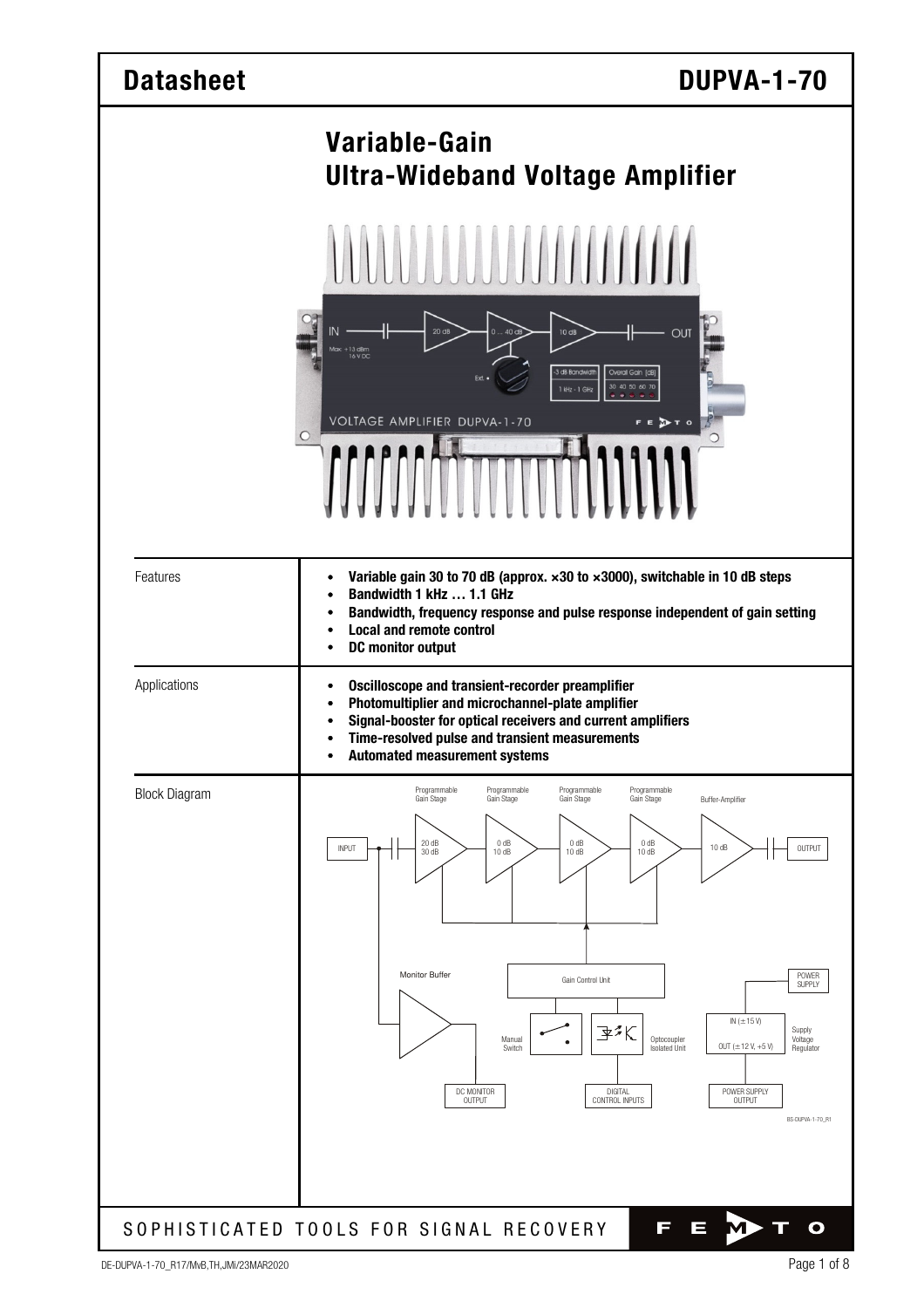# Datasheet DUPVA-1-70

## Variable-Gain Ultra-Wideband Voltage Amplifier

| | |
|---|---|
| Features | • **Variable gain 30 to 70 dB (approx. ×30 to ×3000), switchable in 10 dB steps**<br>• **Bandwidth 1 kHz … 1.1 GHz**<br>• **Bandwidth, frequency response and pulse response independent of gain setting**<br>• **Local and remote control**<br>• **DC monitor output** |
| Applications | • **Oscilloscope and transient-recorder preamplifier**<br>• **Photomultiplier and microchannel-plate amplifier**<br>• **Signal-booster for optical receivers and current amplifiers**<br>• **Time-resolved pulse and transient measurements**<br>• **Automated measurement systems** |
| Block Diagram | |

SOPHISTICATED TOOLS FOR SIGNAL RECOVERY

DE-DUPVA-1-70_R17/MvB,TH,JMi/23MAR2020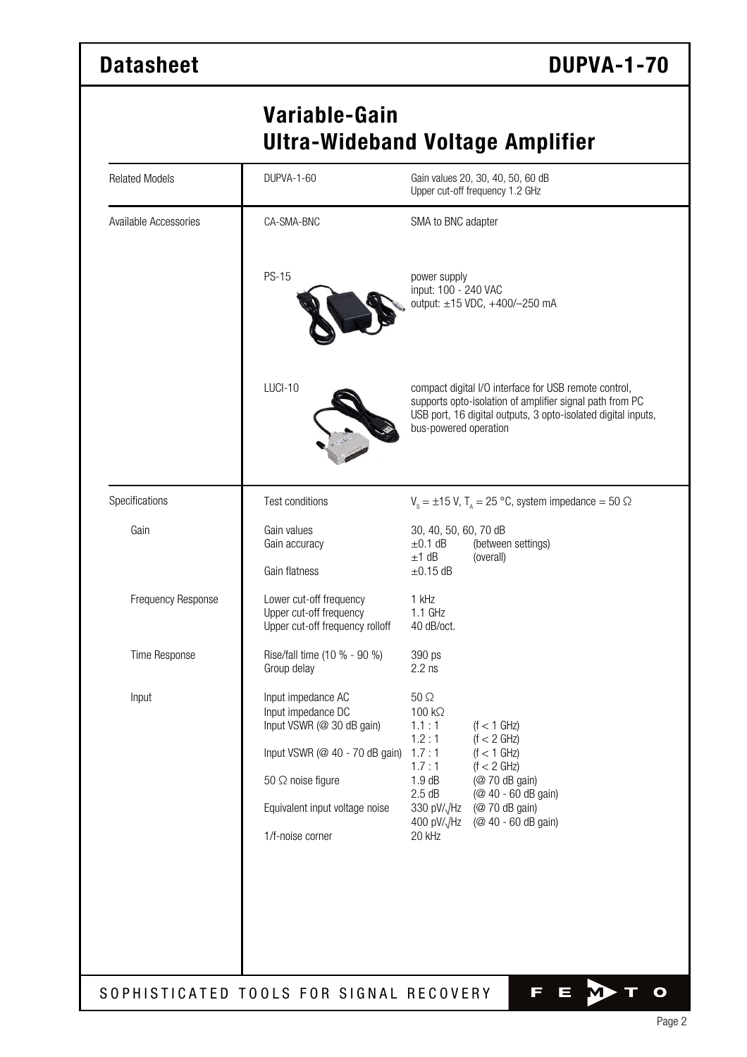# Variable-Gain Ultra-Wideband Voltage Amplifier

| | | |
|---|---|---|
| Related Models | DUPVA-1-60 | Gain values 20, 30, 40, 50, 60 dB<br>Upper cut-off frequency 1.2 GHz |
| Available Accessories | CA-SMA-BNC | SMA to BNC adapter |
| | PS-15 | power supply<br>input: 100 - 240 VAC<br>output: ±15 VDC, +400/–250 mA |
| | LUCI-10 | compact digital I/O interface for USB remote control, supports opto-isolation of amplifier signal path from PC USB port, 16 digital outputs, 3 opto-isolated digital inputs, bus-powered operation |

| | | | |
|---|---|---|---|
| Specifications | Test conditions | $V_S = \pm 15$ V, $T_A = 25$ °C, system impedance = 50 Ω | |
| Gain | Gain values | 30, 40, 50, 60, 70 dB | |
| | Gain accuracy | ±0.1 dB | (between settings) |
| | | ±1 dB | (overall) |
| | Gain flatness | ±0.15 dB | |
| Frequency Response | Lower cut-off frequency | 1 kHz | |
| | Upper cut-off frequency | 1.1 GHz | |
| | Upper cut-off frequency rolloff | 40 dB/oct. | |
| Time Response | Rise/fall time (10 % - 90 %) | 390 ps | |
| | Group delay | 2.2 ns | |
| Input | Input impedance AC | 50 Ω | |
| | Input impedance DC | 100 kΩ | |
| | Input VSWR (@ 30 dB gain) | 1.1 : 1 | (f < 1 GHz) |
| | | 1.2 : 1 | (f < 2 GHz) |
| | Input VSWR (@ 40 - 70 dB gain) | 1.7 : 1 | (f < 1 GHz) |
| | | 1.7 : 1 | (f < 2 GHz) |
| | 50 Ω noise figure | 1.9 dB | (@ 70 dB gain) |
| | | 2.5 dB | (@ 40 - 60 dB gain) |
| | Equivalent input voltage noise | 330 pV/√Hz | (@ 70 dB gain) |
| | | 400 pV/√Hz | (@ 40 - 60 dB gain) |
| | 1/f-noise corner | 20 kHz | |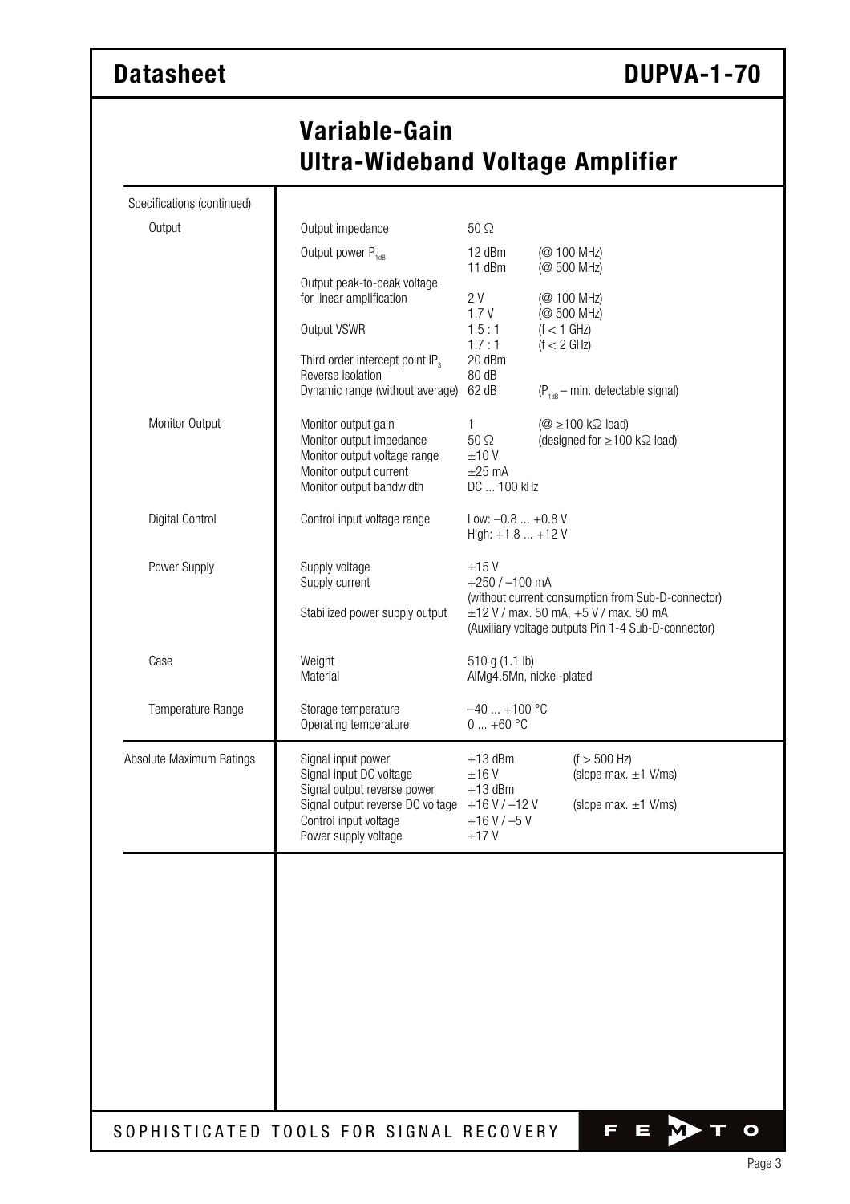# Variable-Gain Ultra-Wideband Voltage Amplifier

| Specifications (continued) | | | |
|---|---|---|---|
| Output | Output impedance | 50 Ω | |
| | Output power $P_{1dB}$ | 12 dBm | (@ 100 MHz) |
| | | 11 dBm | (@ 500 MHz) |
| | Output peak-to-peak voltage for linear amplification | 2 V | (@ 100 MHz) |
| | | 1.7 V | (@ 500 MHz) |
| | Output VSWR | 1.5 : 1 | (f < 1 GHz) |
| | | 1.7 : 1 | (f < 2 GHz) |
| | Third order intercept point $IP_3$ | 20 dBm | |
| | Reverse isolation | 80 dB | |
| | Dynamic range (without average) | 62 dB | ($P_{1dB}$ – min. detectable signal) |
| Monitor Output | Monitor output gain | 1 | (@ ≥100 kΩ load) |
| | Monitor output impedance | 50 Ω | (designed for ≥100 kΩ load) |
| | Monitor output voltage range | ±10 V | |
| | Monitor output current | ±25 mA | |
| | Monitor output bandwidth | DC ... 100 kHz | |
| Digital Control | Control input voltage range | Low: –0.8 ... +0.8 V<br>High: +1.8 ... +12 V | |
| Power Supply | Supply voltage | ±15 V | |
| | Supply current | +250 / –100 mA<br>(without current consumption from Sub-D-connector) | |
| | Stabilized power supply output | ±12 V / max. 50 mA, +5 V / max. 50 mA<br>(Auxiliary voltage outputs Pin 1-4 Sub-D-connector) | |
| Case | Weight | 510 g (1.1 lb) | |
| | Material | AlMg4.5Mn, nickel-plated | |
| Temperature Range | Storage temperature | –40 ... +100 °C | |
| | Operating temperature | 0 ... +60 °C | |
| Absolute Maximum Ratings | Signal input power | +13 dBm | (f > 500 Hz) |
| | Signal input DC voltage | ±16 V | (slope max. ±1 V/ms) |
| | Signal output reverse power | +13 dBm | |
| | Signal output reverse DC voltage | +16 V / –12 V | (slope max. ±1 V/ms) |
| | Control input voltage | +16 V / –5 V | |
| | Power supply voltage | ±17 V | |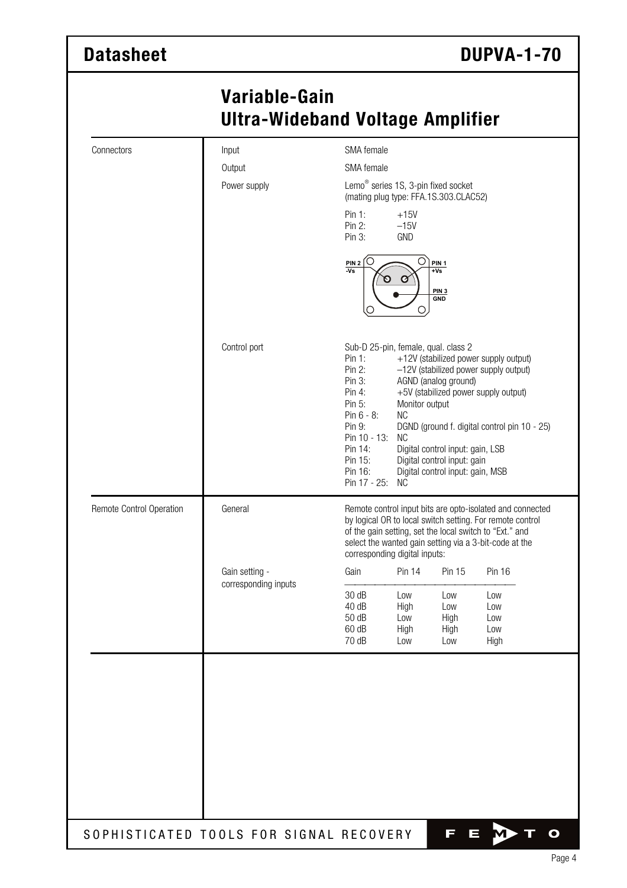## Variable-Gain Ultra-Wideband Voltage Amplifier

| | | |
|---|---|---|
| Connectors | Input | SMA female |
| | Output | SMA female |
| | Power supply | Lemo® series 1S, 3-pin fixed socket (mating plug type: FFA.1S.303.CLAC52)<br>Pin 1: +15V<br>Pin 2: –15V<br>Pin 3: GND |
| | Control port | Sub-D 25-pin, female, qual. class 2<br>Pin 1: +12V (stabilized power supply output)<br>Pin 2: –12V (stabilized power supply output)<br>Pin 3: AGND (analog ground)<br>Pin 4: +5V (stabilized power supply output)<br>Pin 5: Monitor output<br>Pin 6 - 8: NC<br>Pin 9: DGND (ground f. digital control pin 10 - 25)<br>Pin 10 - 13: NC<br>Pin 14: Digital control input: gain, LSB<br>Pin 15: Digital control input: gain<br>Pin 16: Digital control input: gain, MSB<br>Pin 17 - 25: NC |
| Remote Control Operation | General | Remote control input bits are opto-isolated and connected by logical OR to local switch setting. For remote control of the gain setting, set the local switch to "Ext." and select the wanted gain setting via a 3-bit-code at the corresponding digital inputs: |
| | Gain setting - corresponding inputs | (see table below) |

PIN 1 +Vs, PIN 2 -Vs, PIN 3 GND

**Gain setting - corresponding inputs**

| Gain | Pin 14 | Pin 15 | Pin 16 |
|---|---|---|---|
| 30 dB | Low | Low | Low |
| 40 dB | High | Low | Low |
| 50 dB | Low | High | Low |
| 60 dB | High | High | Low |
| 70 dB | Low | Low | High |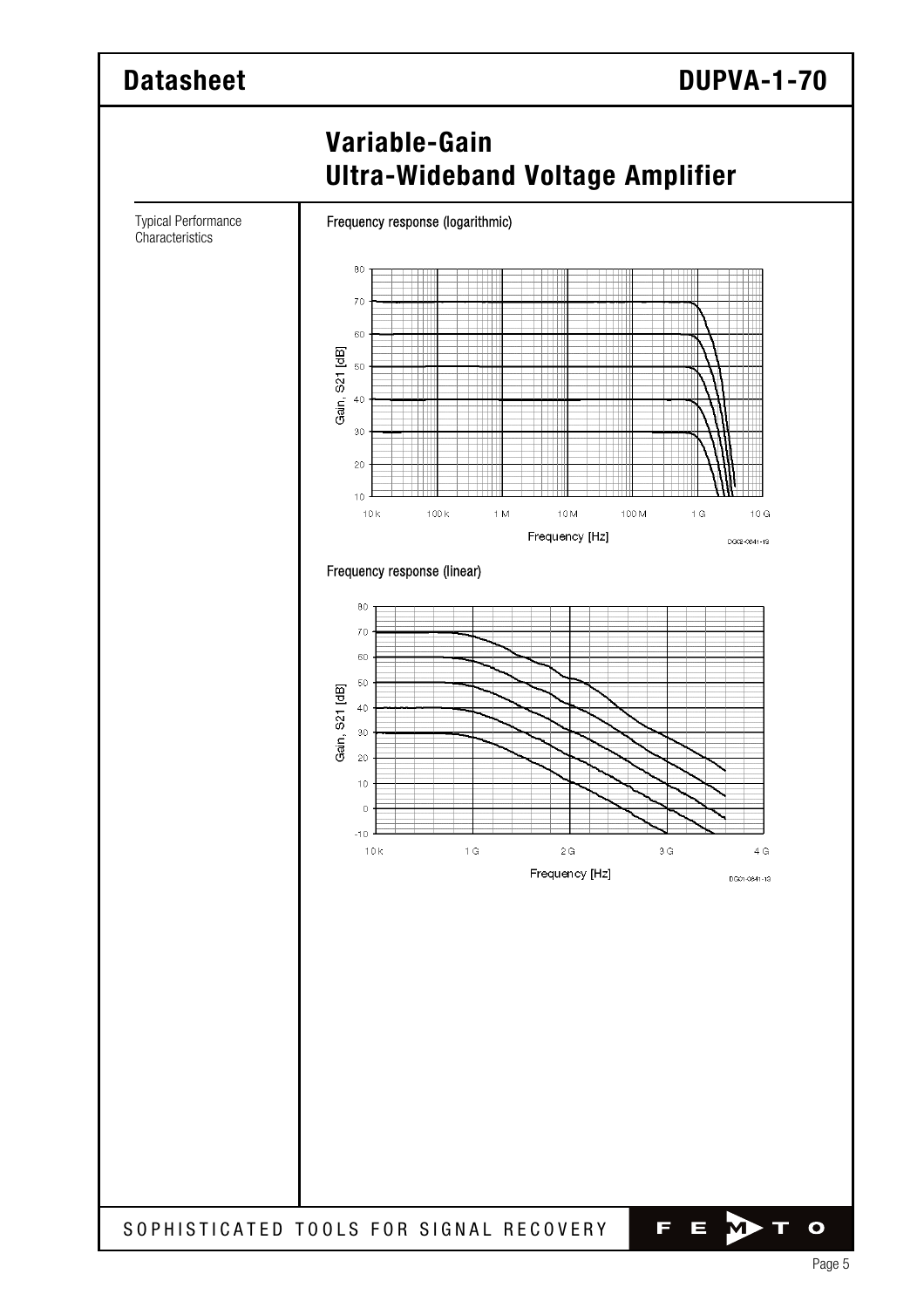## Variable-Gain Ultra-Wideband Voltage Amplifier

Typical Performance Characteristics

Frequency response (logarithmic)

Frequency response (linear)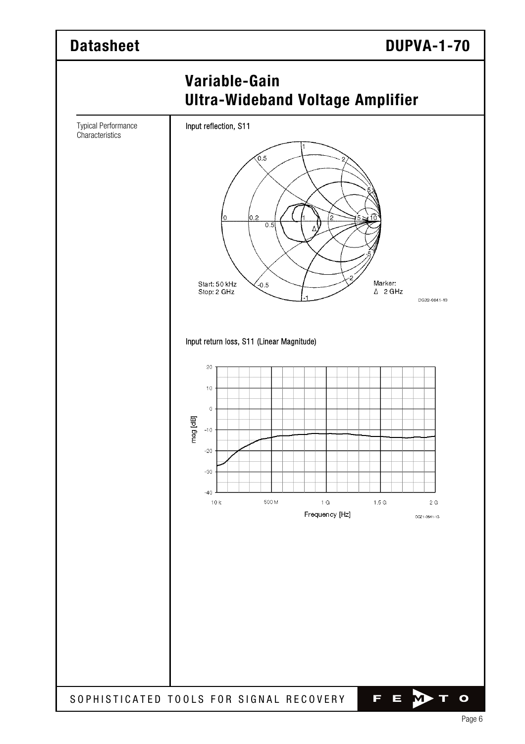# Variable-Gain Ultra-Wideband Voltage Amplifier

Typical Performance Characteristics

Input reflection, S11

Start: 50 kHz
Stop: 2 GHz

Marker:
Δ 2 GHz

DG22-0641-13

Input return loss, S11 (Linear Magnitude)

DG21-0641-13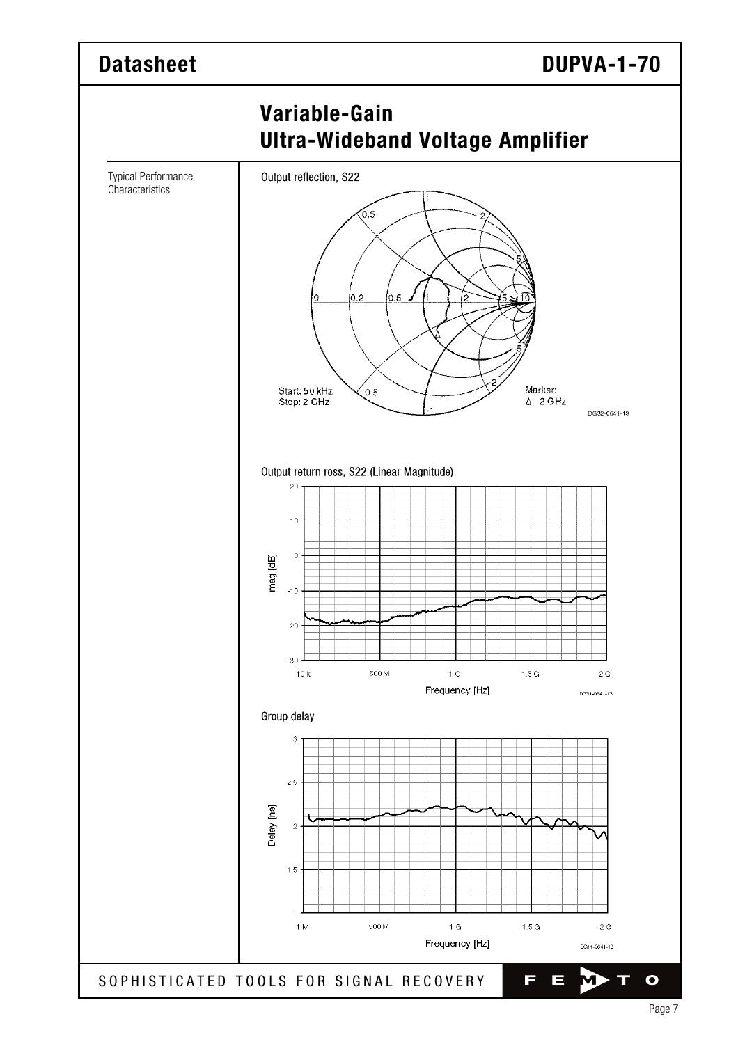# Variable-Gain Ultra-Wideband Voltage Amplifier

Typical Performance Characteristics

Output reflection, S22

Start: 50 kHz
Stop: 2 GHz

Marker:
Δ 2 GHz

DG32-0641-13

Output return ross, S22 (Linear Magnitude)

DG31-0641-13

Group delay

DG11-0641-13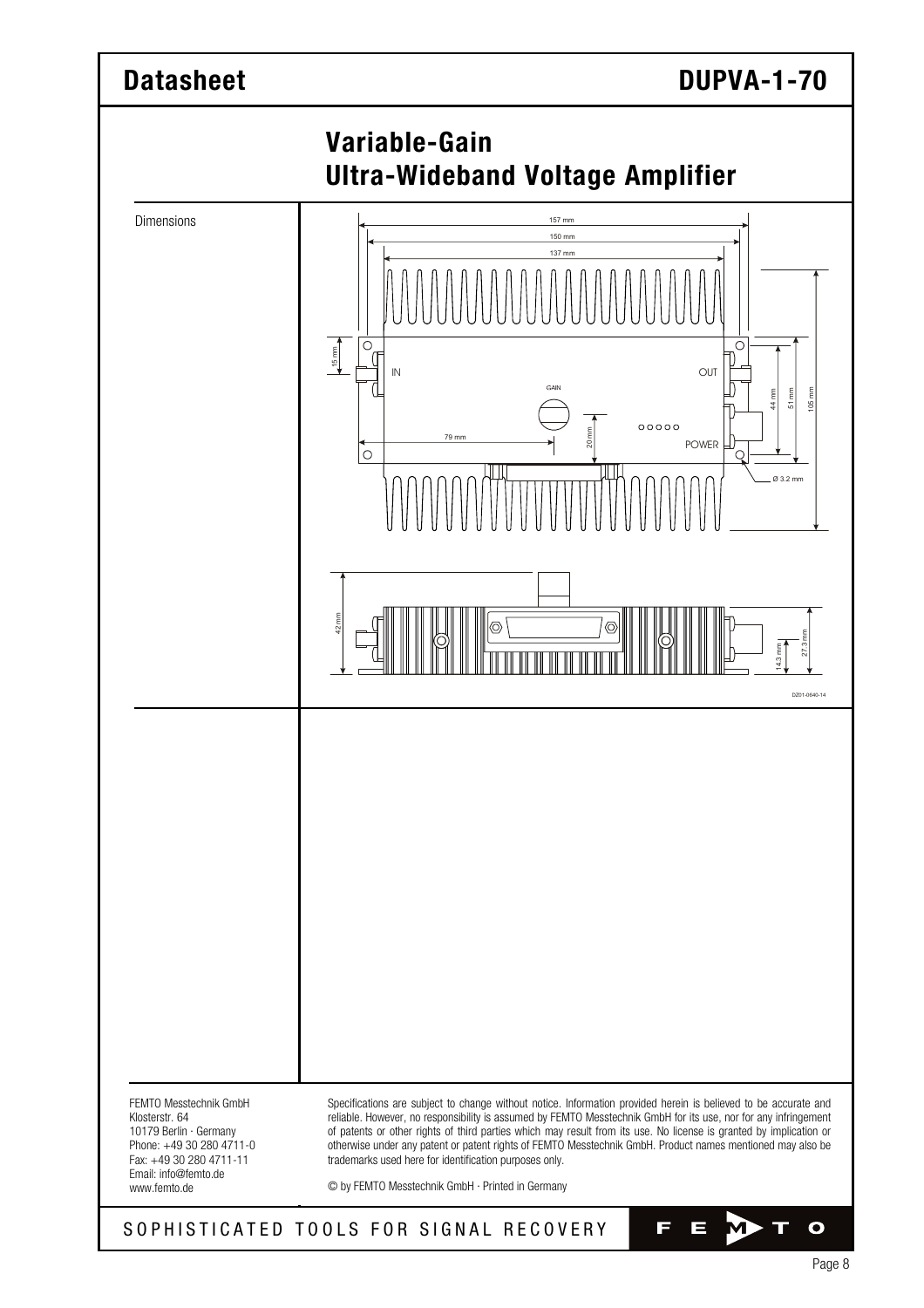# Variable-Gain
# Ultra-Wideband Voltage Amplifier

Dimensions

157 mm
150 mm
137 mm
15 mm
IN
OUT
GAIN
44 mm
51 mm
105 mm
79 mm
20 mm
POWER
Ø 3.2 mm
42 mm
14.3 mm
27.3 mm
DZ01-0640-14

FEMTO Messtechnik GmbH
Klosterstr. 64
10179 Berlin · Germany
Phone: +49 30 280 4711-0
Fax: +49 30 280 4711-11
Email: info@femto.de
www.femto.de

Specifications are subject to change without notice. Information provided herein is believed to be accurate and reliable. However, no responsibility is assumed by FEMTO Messtechnik GmbH for its use, nor for any infringement of patents or other rights of third parties which may result from its use. No license is granted by implication or otherwise under any patent or patent rights of FEMTO Messtechnik GmbH. Product names mentioned may also be trademarks used here for identification purposes only.

© by FEMTO Messtechnik GmbH · Printed in Germany